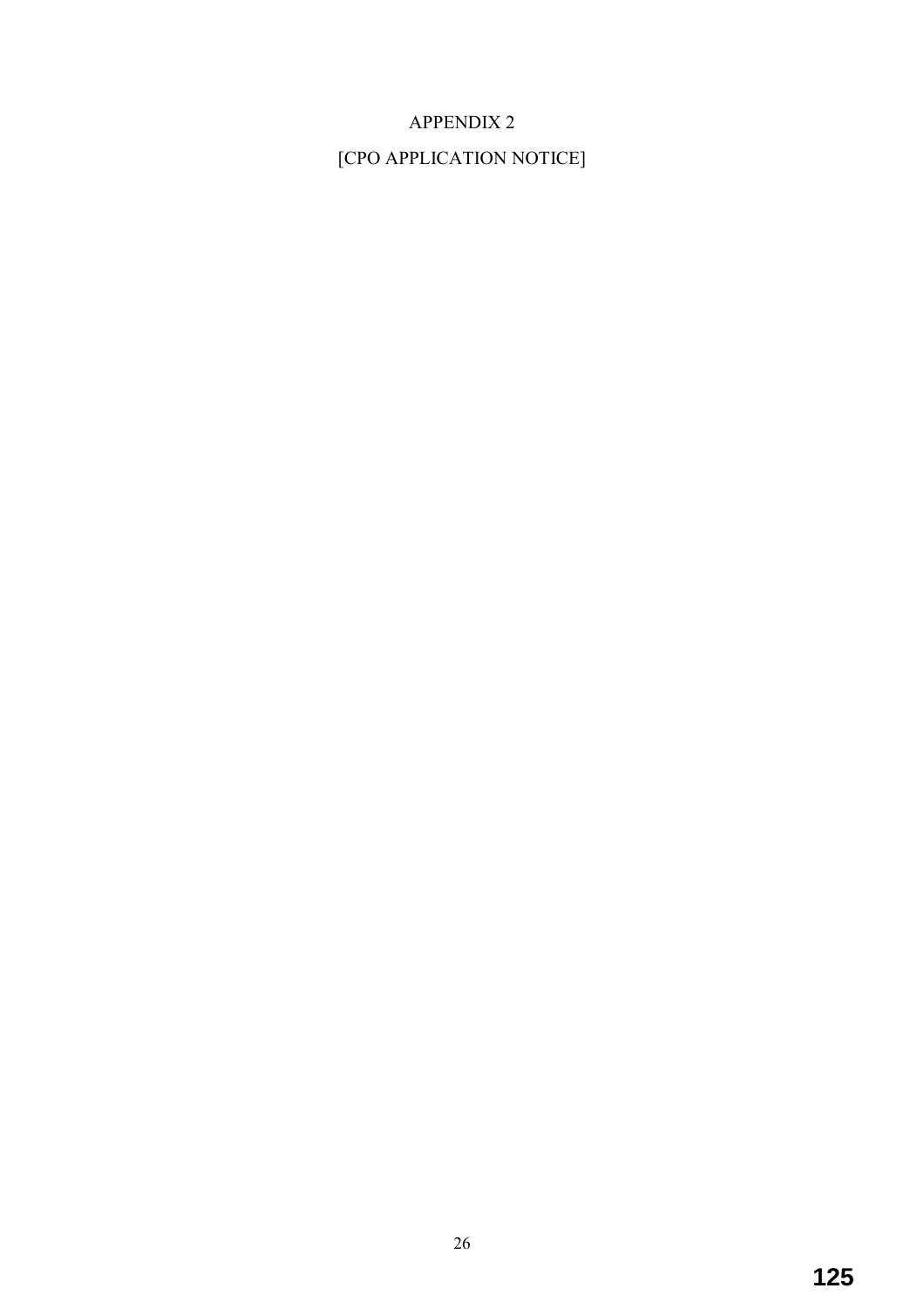APPENDIX 2

[CPO APPLICATION NOTICE]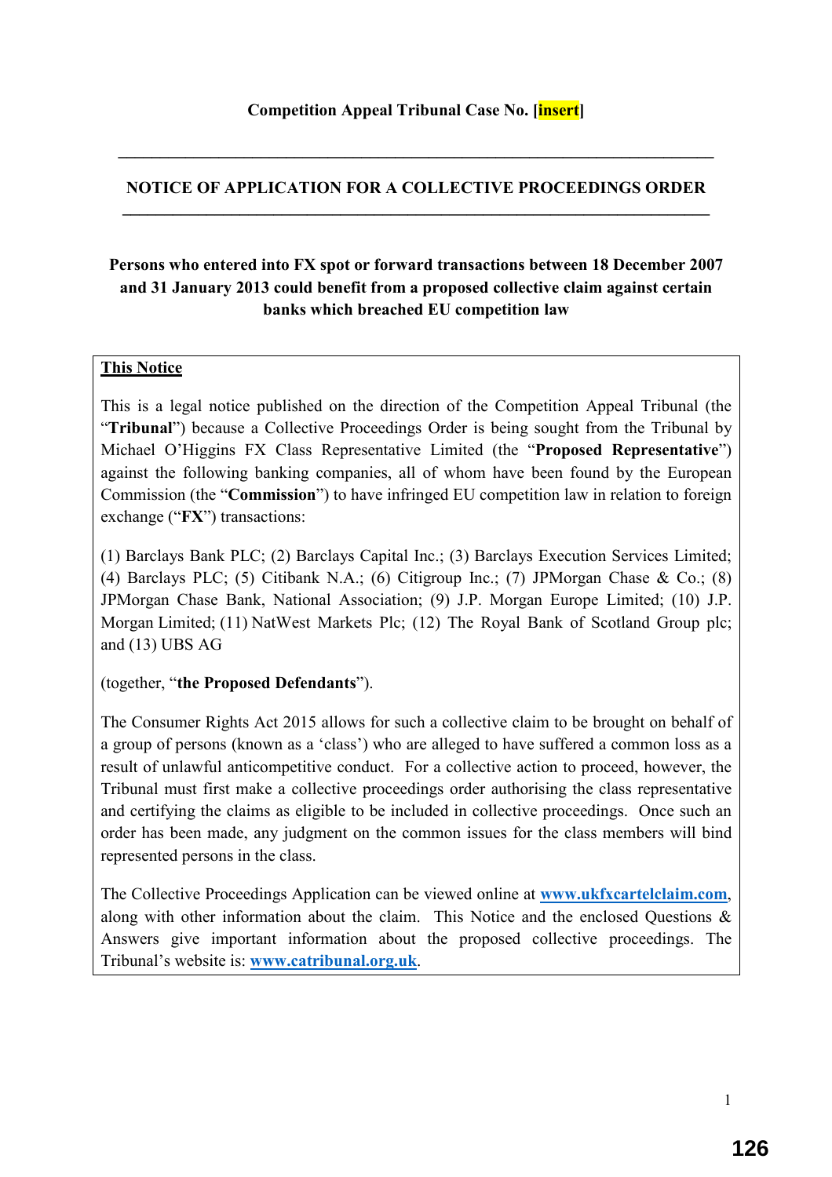**Competition Appeal Tribunal Case No. [insert]**

---

## NOTICE OF APPLICATION FOR A COLLECTIVE PROCEEDINGS ORDER

---

**Persons who entered into FX spot or forward transactions between 18 December 2007 and 31 January 2013 could benefit from a proposed collective claim against certain banks which breached EU competition law**

**<u>This Notice</u>**

This is a legal notice published on the direction of the Competition Appeal Tribunal (the "**Tribunal**") because a Collective Proceedings Order is being sought from the Tribunal by Michael O'Higgins FX Class Representative Limited (the "**Proposed Representative**") against the following banking companies, all of whom have been found by the European Commission (the "**Commission**") to have infringed EU competition law in relation to foreign exchange ("**FX**") transactions:

(1) Barclays Bank PLC; (2) Barclays Capital Inc.; (3) Barclays Execution Services Limited; (4) Barclays PLC; (5) Citibank N.A.; (6) Citigroup Inc.; (7) JPMorgan Chase & Co.; (8) JPMorgan Chase Bank, National Association; (9) J.P. Morgan Europe Limited; (10) J.P. Morgan Limited; (11) NatWest Markets Plc; (12) The Royal Bank of Scotland Group plc; and (13) UBS AG

(together, "**the Proposed Defendants**").

The Consumer Rights Act 2015 allows for such a collective claim to be brought on behalf of a group of persons (known as a 'class') who are alleged to have suffered a common loss as a result of unlawful anticompetitive conduct. For a collective action to proceed, however, the Tribunal must first make a collective proceedings order authorising the class representative and certifying the claims as eligible to be included in collective proceedings. Once such an order has been made, any judgment on the common issues for the class members will bind represented persons in the class.

The Collective Proceedings Application can be viewed online at **www.ukfxcartelclaim.com**, along with other information about the claim. This Notice and the enclosed Questions & Answers give important information about the proposed collective proceedings. The Tribunal's website is: **www.catribunal.org.uk**.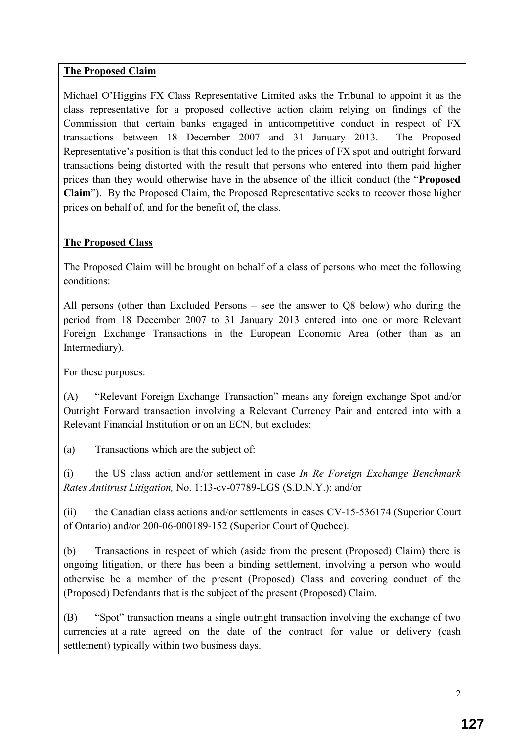**The Proposed Claim**

Michael O'Higgins FX Class Representative Limited asks the Tribunal to appoint it as the class representative for a proposed collective action claim relying on findings of the Commission that certain banks engaged in anticompetitive conduct in respect of FX transactions between 18 December 2007 and 31 January 2013. The Proposed Representative's position is that this conduct led to the prices of FX spot and outright forward transactions being distorted with the result that persons who entered into them paid higher prices than they would otherwise have in the absence of the illicit conduct (the "**Proposed Claim**"). By the Proposed Claim, the Proposed Representative seeks to recover those higher prices on behalf of, and for the benefit of, the class.

**The Proposed Class**

The Proposed Claim will be brought on behalf of a class of persons who meet the following conditions:

All persons (other than Excluded Persons – see the answer to Q8 below) who during the period from 18 December 2007 to 31 January 2013 entered into one or more Relevant Foreign Exchange Transactions in the European Economic Area (other than as an Intermediary).

For these purposes:

(A) "Relevant Foreign Exchange Transaction" means any foreign exchange Spot and/or Outright Forward transaction involving a Relevant Currency Pair and entered into with a Relevant Financial Institution or on an ECN, but excludes:

(a) Transactions which are the subject of:

(i) the US class action and/or settlement in case *In Re Foreign Exchange Benchmark Rates Antitrust Litigation,* No. 1:13-cv-07789-LGS (S.D.N.Y.); and/or

(ii) the Canadian class actions and/or settlements in cases CV-15-536174 (Superior Court of Ontario) and/or 200-06-000189-152 (Superior Court of Quebec).

(b) Transactions in respect of which (aside from the present (Proposed) Claim) there is ongoing litigation, or there has been a binding settlement, involving a person who would otherwise be a member of the present (Proposed) Class and covering conduct of the (Proposed) Defendants that is the subject of the present (Proposed) Claim.

(B) "Spot" transaction means a single outright transaction involving the exchange of two currencies at a rate agreed on the date of the contract for value or delivery (cash settlement) typically within two business days.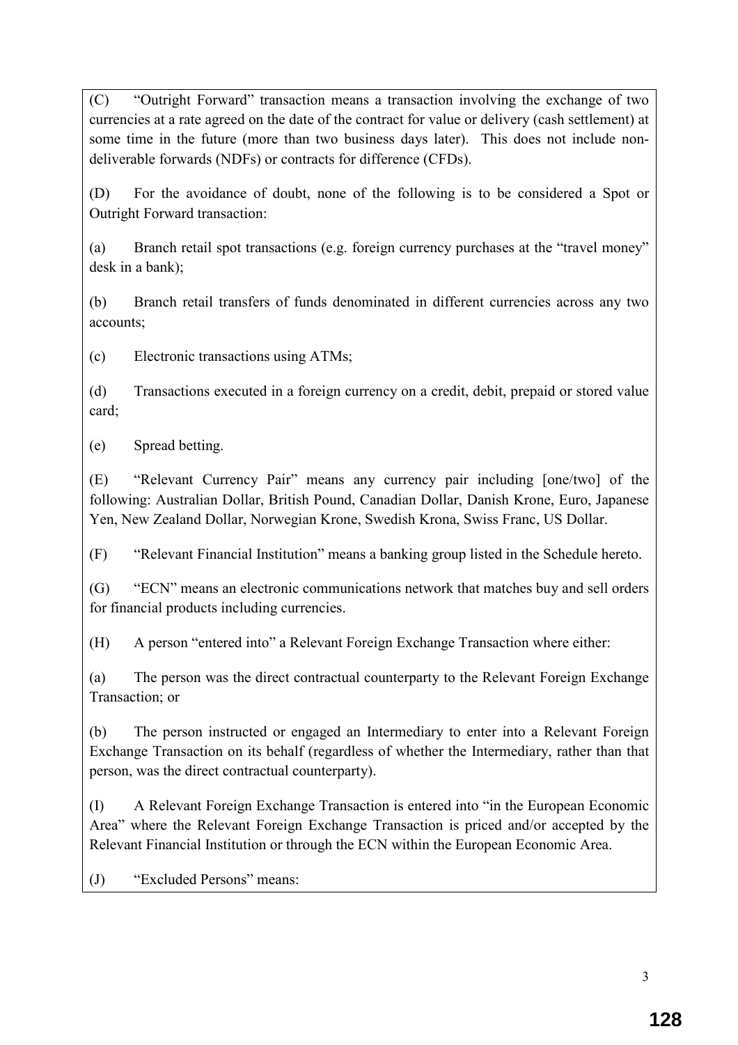(C) "Outright Forward" transaction means a transaction involving the exchange of two currencies at a rate agreed on the date of the contract for value or delivery (cash settlement) at some time in the future (more than two business days later). This does not include non-deliverable forwards (NDFs) or contracts for difference (CFDs).

(D) For the avoidance of doubt, none of the following is to be considered a Spot or Outright Forward transaction:

(a) Branch retail spot transactions (e.g. foreign currency purchases at the "travel money" desk in a bank);

(b) Branch retail transfers of funds denominated in different currencies across any two accounts;

(c) Electronic transactions using ATMs;

(d) Transactions executed in a foreign currency on a credit, debit, prepaid or stored value card;

(e) Spread betting.

(E) "Relevant Currency Pair" means any currency pair including [one/two] of the following: Australian Dollar, British Pound, Canadian Dollar, Danish Krone, Euro, Japanese Yen, New Zealand Dollar, Norwegian Krone, Swedish Krona, Swiss Franc, US Dollar.

(F) "Relevant Financial Institution" means a banking group listed in the Schedule hereto.

(G) "ECN" means an electronic communications network that matches buy and sell orders for financial products including currencies.

(H) A person "entered into" a Relevant Foreign Exchange Transaction where either:

(a) The person was the direct contractual counterparty to the Relevant Foreign Exchange Transaction; or

(b) The person instructed or engaged an Intermediary to enter into a Relevant Foreign Exchange Transaction on its behalf (regardless of whether the Intermediary, rather than that person, was the direct contractual counterparty).

(I) A Relevant Foreign Exchange Transaction is entered into "in the European Economic Area" where the Relevant Foreign Exchange Transaction is priced and/or accepted by the Relevant Financial Institution or through the ECN within the European Economic Area.

(J) "Excluded Persons" means: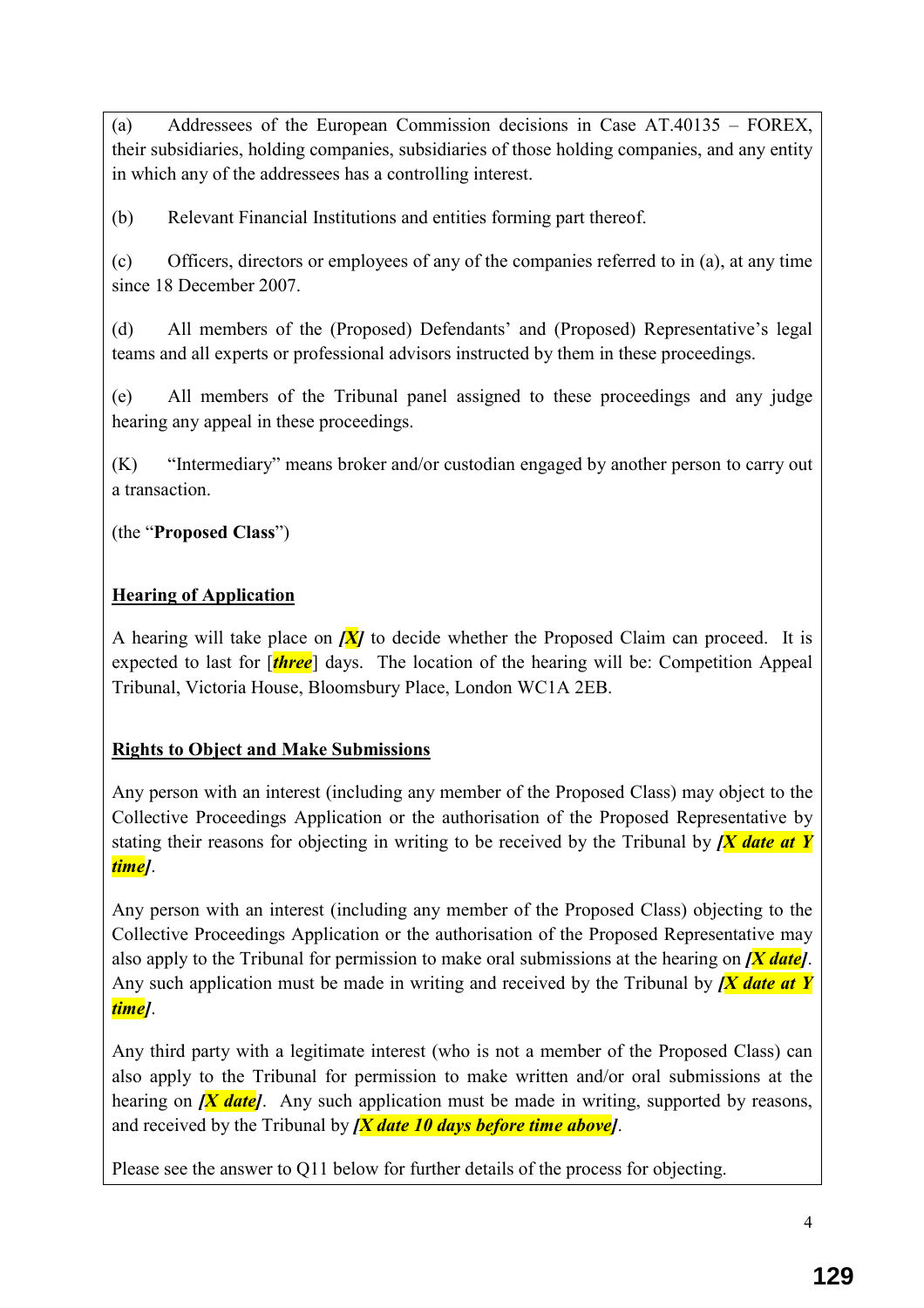(a) Addressees of the European Commission decisions in Case AT.40135 – FOREX, their subsidiaries, holding companies, subsidiaries of those holding companies, and any entity in which any of the addressees has a controlling interest.

(b) Relevant Financial Institutions and entities forming part thereof.

(c) Officers, directors or employees of any of the companies referred to in (a), at any time since 18 December 2007.

(d) All members of the (Proposed) Defendants' and (Proposed) Representative's legal teams and all experts or professional advisors instructed by them in these proceedings.

(e) All members of the Tribunal panel assigned to these proceedings and any judge hearing any appeal in these proceedings.

(K) "Intermediary" means broker and/or custodian engaged by another person to carry out a transaction.

(the "**Proposed Class**")

## Hearing of Application

A hearing will take place on ***[X]*** to decide whether the Proposed Claim can proceed. It is expected to last for [***three***] days. The location of the hearing will be: Competition Appeal Tribunal, Victoria House, Bloomsbury Place, London WC1A 2EB.

## Rights to Object and Make Submissions

Any person with an interest (including any member of the Proposed Class) may object to the Collective Proceedings Application or the authorisation of the Proposed Representative by stating their reasons for objecting in writing to be received by the Tribunal by ***[X date at Y time]***.

Any person with an interest (including any member of the Proposed Class) objecting to the Collective Proceedings Application or the authorisation of the Proposed Representative may also apply to the Tribunal for permission to make oral submissions at the hearing on ***[X date]***. Any such application must be made in writing and received by the Tribunal by ***[X date at Y time]***.

Any third party with a legitimate interest (who is not a member of the Proposed Class) can also apply to the Tribunal for permission to make written and/or oral submissions at the hearing on ***[X date]***. Any such application must be made in writing, supported by reasons, and received by the Tribunal by ***[X date 10 days before time above]***.

Please see the answer to Q11 below for further details of the process for objecting.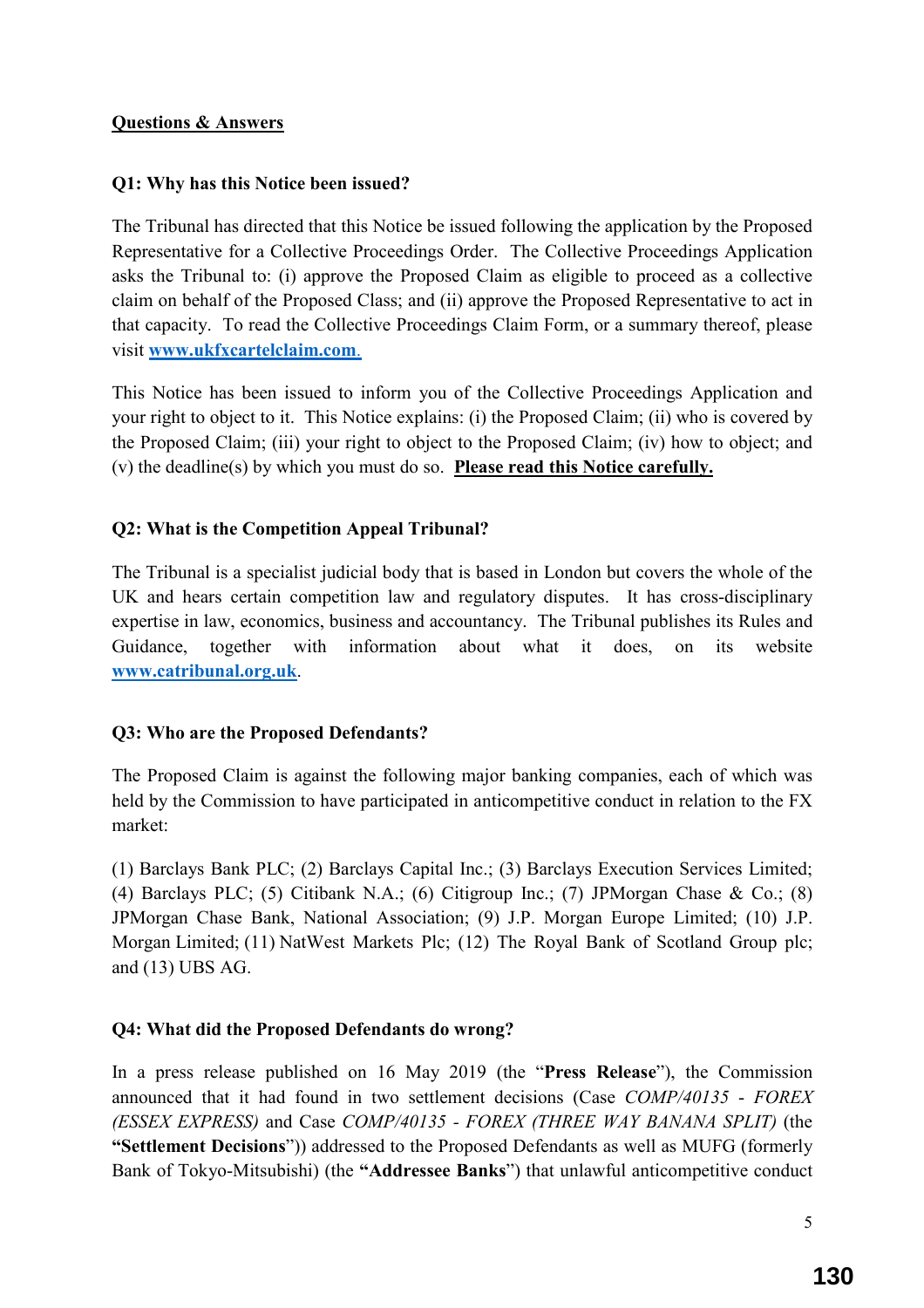**Questions & Answers**

**Q1: Why has this Notice been issued?**

The Tribunal has directed that this Notice be issued following the application by the Proposed Representative for a Collective Proceedings Order. The Collective Proceedings Application asks the Tribunal to: (i) approve the Proposed Claim as eligible to proceed as a collective claim on behalf of the Proposed Class; and (ii) approve the Proposed Representative to act in that capacity. To read the Collective Proceedings Claim Form, or a summary thereof, please visit **www.ukfxcartelclaim.com**.

This Notice has been issued to inform you of the Collective Proceedings Application and your right to object to it. This Notice explains: (i) the Proposed Claim; (ii) who is covered by the Proposed Claim; (iii) your right to object to the Proposed Claim; (iv) how to object; and (v) the deadline(s) by which you must do so. **Please read this Notice carefully.**

**Q2: What is the Competition Appeal Tribunal?**

The Tribunal is a specialist judicial body that is based in London but covers the whole of the UK and hears certain competition law and regulatory disputes. It has cross-disciplinary expertise in law, economics, business and accountancy. The Tribunal publishes its Rules and Guidance, together with information about what it does, on its website **www.catribunal.org.uk**.

**Q3: Who are the Proposed Defendants?**

The Proposed Claim is against the following major banking companies, each of which was held by the Commission to have participated in anticompetitive conduct in relation to the FX market:

(1) Barclays Bank PLC; (2) Barclays Capital Inc.; (3) Barclays Execution Services Limited; (4) Barclays PLC; (5) Citibank N.A.; (6) Citigroup Inc.; (7) JPMorgan Chase & Co.; (8) JPMorgan Chase Bank, National Association; (9) J.P. Morgan Europe Limited; (10) J.P. Morgan Limited; (11) NatWest Markets Plc; (12) The Royal Bank of Scotland Group plc; and (13) UBS AG.

**Q4: What did the Proposed Defendants do wrong?**

In a press release published on 16 May 2019 (the "**Press Release**"), the Commission announced that it had found in two settlement decisions (Case *COMP/40135 - FOREX (ESSEX EXPRESS)* and Case *COMP/40135 - FOREX (THREE WAY BANANA SPLIT)* (the "**Settlement Decisions**")) addressed to the Proposed Defendants as well as MUFG (formerly Bank of Tokyo-Mitsubishi) (the "**Addressee Banks**") that unlawful anticompetitive conduct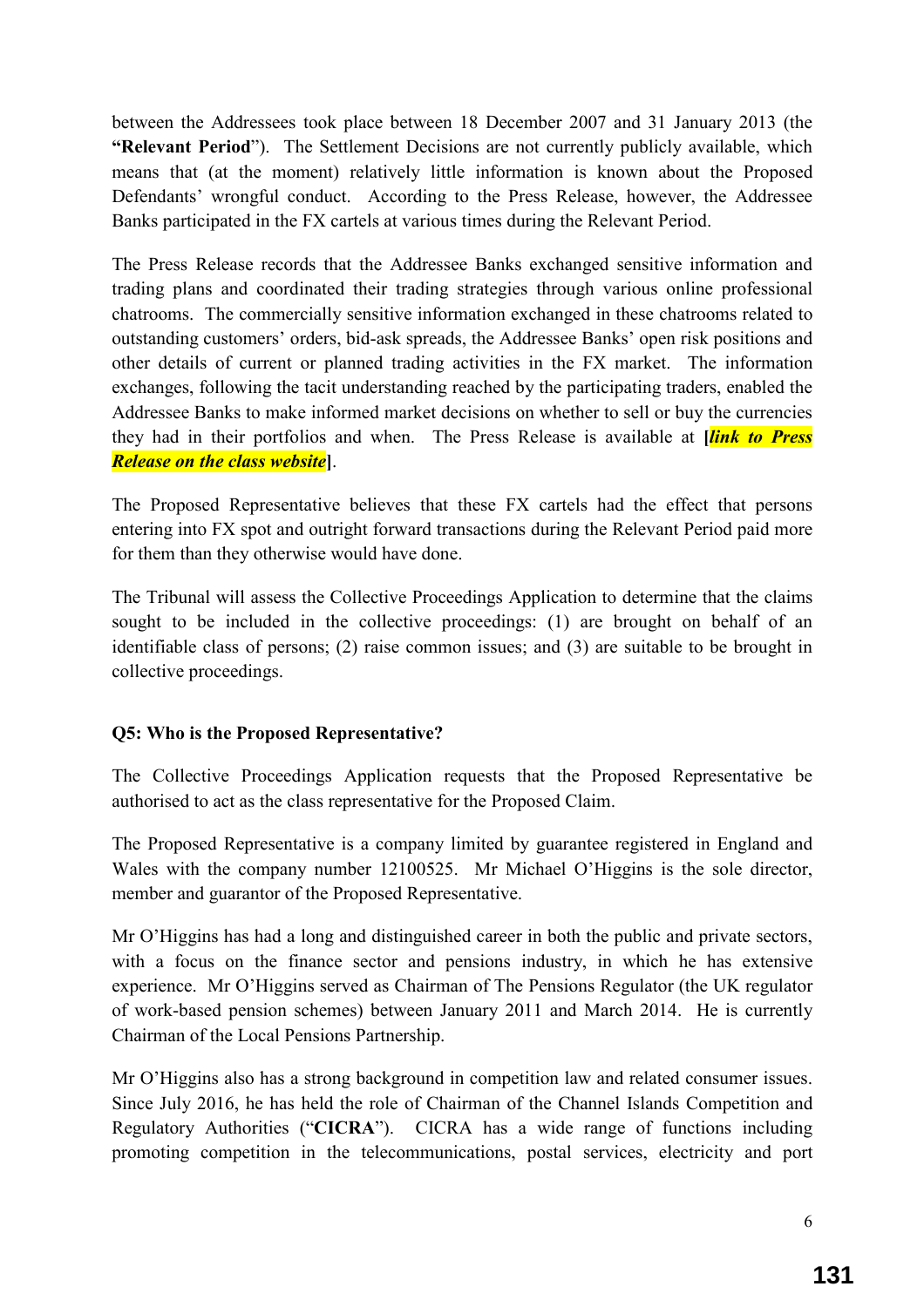between the Addressees took place between 18 December 2007 and 31 January 2013 (the **"Relevant Period"**). The Settlement Decisions are not currently publicly available, which means that (at the moment) relatively little information is known about the Proposed Defendants' wrongful conduct. According to the Press Release, however, the Addressee Banks participated in the FX cartels at various times during the Relevant Period.

The Press Release records that the Addressee Banks exchanged sensitive information and trading plans and coordinated their trading strategies through various online professional chatrooms. The commercially sensitive information exchanged in these chatrooms related to outstanding customers' orders, bid-ask spreads, the Addressee Banks' open risk positions and other details of current or planned trading activities in the FX market. The information exchanges, following the tacit understanding reached by the participating traders, enabled the Addressee Banks to make informed market decisions on whether to sell or buy the currencies they had in their portfolios and when. The Press Release is available at **[*link to Press Release on the class website*]**.

The Proposed Representative believes that these FX cartels had the effect that persons entering into FX spot and outright forward transactions during the Relevant Period paid more for them than they otherwise would have done.

The Tribunal will assess the Collective Proceedings Application to determine that the claims sought to be included in the collective proceedings: (1) are brought on behalf of an identifiable class of persons; (2) raise common issues; and (3) are suitable to be brought in collective proceedings.

**Q5: Who is the Proposed Representative?**

The Collective Proceedings Application requests that the Proposed Representative be authorised to act as the class representative for the Proposed Claim.

The Proposed Representative is a company limited by guarantee registered in England and Wales with the company number 12100525. Mr Michael O'Higgins is the sole director, member and guarantor of the Proposed Representative.

Mr O'Higgins has had a long and distinguished career in both the public and private sectors, with a focus on the finance sector and pensions industry, in which he has extensive experience. Mr O'Higgins served as Chairman of The Pensions Regulator (the UK regulator of work-based pension schemes) between January 2011 and March 2014. He is currently Chairman of the Local Pensions Partnership.

Mr O'Higgins also has a strong background in competition law and related consumer issues. Since July 2016, he has held the role of Chairman of the Channel Islands Competition and Regulatory Authorities ("**CICRA**"). CICRA has a wide range of functions including promoting competition in the telecommunications, postal services, electricity and port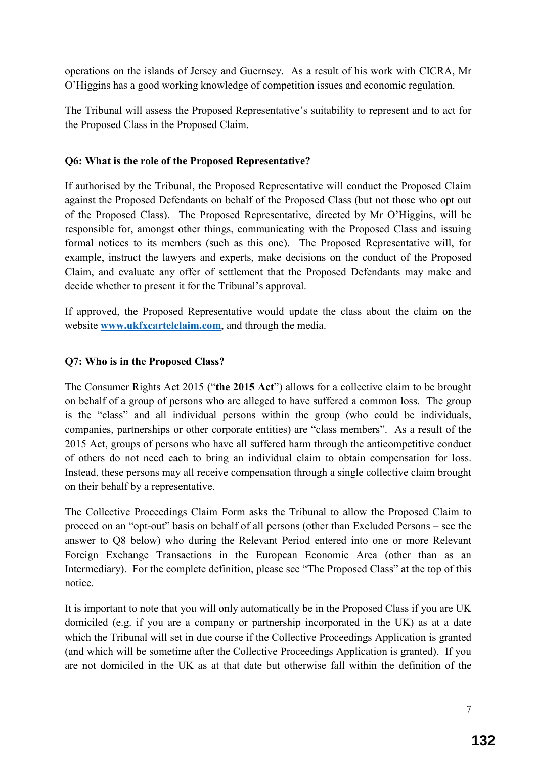operations on the islands of Jersey and Guernsey. As a result of his work with CICRA, Mr O'Higgins has a good working knowledge of competition issues and economic regulation.

The Tribunal will assess the Proposed Representative's suitability to represent and to act for the Proposed Class in the Proposed Claim.

**Q6: What is the role of the Proposed Representative?**

If authorised by the Tribunal, the Proposed Representative will conduct the Proposed Claim against the Proposed Defendants on behalf of the Proposed Class (but not those who opt out of the Proposed Class). The Proposed Representative, directed by Mr O'Higgins, will be responsible for, amongst other things, communicating with the Proposed Class and issuing formal notices to its members (such as this one). The Proposed Representative will, for example, instruct the lawyers and experts, make decisions on the conduct of the Proposed Claim, and evaluate any offer of settlement that the Proposed Defendants may make and decide whether to present it for the Tribunal's approval.

If approved, the Proposed Representative would update the class about the claim on the website **www.ukfxcartelclaim.com**, and through the media.

**Q7: Who is in the Proposed Class?**

The Consumer Rights Act 2015 ("**the 2015 Act**") allows for a collective claim to be brought on behalf of a group of persons who are alleged to have suffered a common loss. The group is the "class" and all individual persons within the group (who could be individuals, companies, partnerships or other corporate entities) are "class members". As a result of the 2015 Act, groups of persons who have all suffered harm through the anticompetitive conduct of others do not need each to bring an individual claim to obtain compensation for loss. Instead, these persons may all receive compensation through a single collective claim brought on their behalf by a representative.

The Collective Proceedings Claim Form asks the Tribunal to allow the Proposed Claim to proceed on an "opt-out" basis on behalf of all persons (other than Excluded Persons – see the answer to Q8 below) who during the Relevant Period entered into one or more Relevant Foreign Exchange Transactions in the European Economic Area (other than as an Intermediary). For the complete definition, please see "The Proposed Class" at the top of this notice.

It is important to note that you will only automatically be in the Proposed Class if you are UK domiciled (e.g. if you are a company or partnership incorporated in the UK) as at a date which the Tribunal will set in due course if the Collective Proceedings Application is granted (and which will be sometime after the Collective Proceedings Application is granted). If you are not domiciled in the UK as at that date but otherwise fall within the definition of the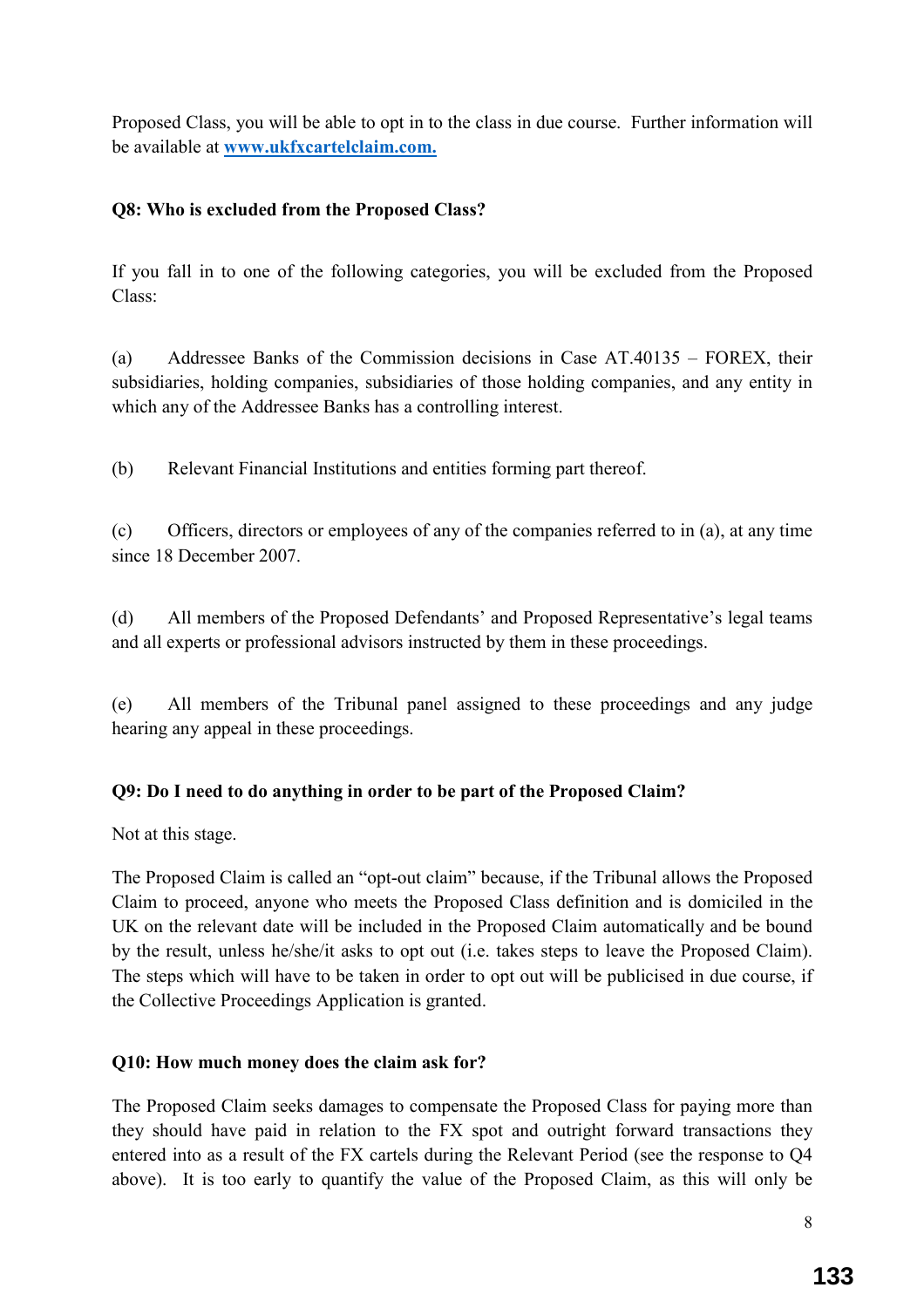Proposed Class, you will be able to opt in to the class in due course. Further information will be available at **[www.ukfxcartelclaim.com.](http://www.ukfxcartelclaim.com)**

**Q8: Who is excluded from the Proposed Class?**

If you fall in to one of the following categories, you will be excluded from the Proposed Class:

(a) Addressee Banks of the Commission decisions in Case AT.40135 – FOREX, their subsidiaries, holding companies, subsidiaries of those holding companies, and any entity in which any of the Addressee Banks has a controlling interest.

(b) Relevant Financial Institutions and entities forming part thereof.

(c) Officers, directors or employees of any of the companies referred to in (a), at any time since 18 December 2007.

(d) All members of the Proposed Defendants' and Proposed Representative's legal teams and all experts or professional advisors instructed by them in these proceedings.

(e) All members of the Tribunal panel assigned to these proceedings and any judge hearing any appeal in these proceedings.

**Q9: Do I need to do anything in order to be part of the Proposed Claim?**

Not at this stage.

The Proposed Claim is called an "opt-out claim" because, if the Tribunal allows the Proposed Claim to proceed, anyone who meets the Proposed Class definition and is domiciled in the UK on the relevant date will be included in the Proposed Claim automatically and be bound by the result, unless he/she/it asks to opt out (i.e. takes steps to leave the Proposed Claim). The steps which will have to be taken in order to opt out will be publicised in due course, if the Collective Proceedings Application is granted.

**Q10: How much money does the claim ask for?**

The Proposed Claim seeks damages to compensate the Proposed Class for paying more than they should have paid in relation to the FX spot and outright forward transactions they entered into as a result of the FX cartels during the Relevant Period (see the response to Q4 above). It is too early to quantify the value of the Proposed Claim, as this will only be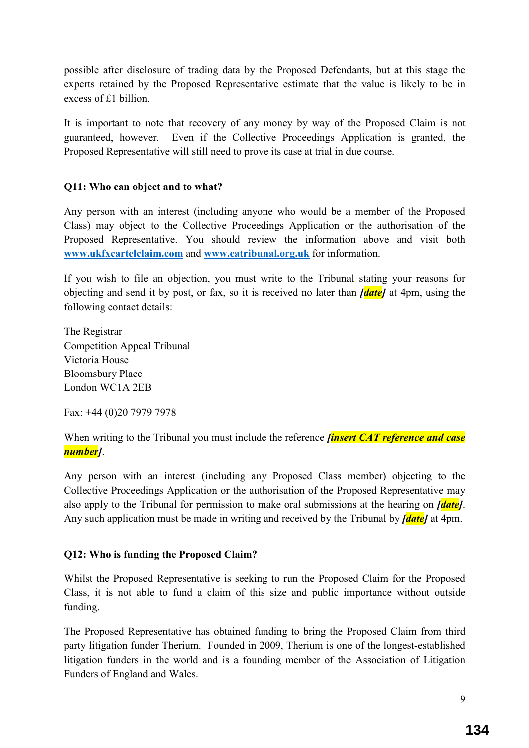possible after disclosure of trading data by the Proposed Defendants, but at this stage the experts retained by the Proposed Representative estimate that the value is likely to be in excess of £1 billion.

It is important to note that recovery of any money by way of the Proposed Claim is not guaranteed, however. Even if the Collective Proceedings Application is granted, the Proposed Representative will still need to prove its case at trial in due course.

**Q11: Who can object and to what?**

Any person with an interest (including anyone who would be a member of the Proposed Class) may object to the Collective Proceedings Application or the authorisation of the Proposed Representative. You should review the information above and visit both **www.ukfxcartelclaim.com** and **www.catribunal.org.uk** for information.

If you wish to file an objection, you must write to the Tribunal stating your reasons for objecting and send it by post, or fax, so it is received no later than ***[date]*** at 4pm, using the following contact details:

The Registrar
Competition Appeal Tribunal
Victoria House
Bloomsbury Place
London WC1A 2EB

Fax: +44 (0)20 7979 7978

When writing to the Tribunal you must include the reference ***[insert CAT reference and case number]***.

Any person with an interest (including any Proposed Class member) objecting to the Collective Proceedings Application or the authorisation of the Proposed Representative may also apply to the Tribunal for permission to make oral submissions at the hearing on ***[date]***. Any such application must be made in writing and received by the Tribunal by ***[date]*** at 4pm.

**Q12: Who is funding the Proposed Claim?**

Whilst the Proposed Representative is seeking to run the Proposed Claim for the Proposed Class, it is not able to fund a claim of this size and public importance without outside funding.

The Proposed Representative has obtained funding to bring the Proposed Claim from third party litigation funder Therium. Founded in 2009, Therium is one of the longest-established litigation funders in the world and is a founding member of the Association of Litigation Funders of England and Wales.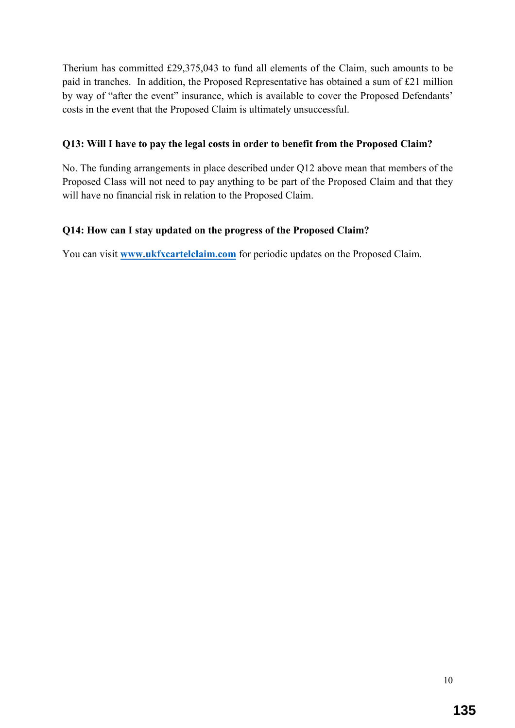Therium has committed £29,375,043 to fund all elements of the Claim, such amounts to be paid in tranches. In addition, the Proposed Representative has obtained a sum of £21 million by way of "after the event" insurance, which is available to cover the Proposed Defendants' costs in the event that the Proposed Claim is ultimately unsuccessful.

**Q13: Will I have to pay the legal costs in order to benefit from the Proposed Claim?**

No. The funding arrangements in place described under Q12 above mean that members of the Proposed Class will not need to pay anything to be part of the Proposed Claim and that they will have no financial risk in relation to the Proposed Claim.

**Q14: How can I stay updated on the progress of the Proposed Claim?**

You can visit **[www.ukfxcartelclaim.com](http://www.ukfxcartelclaim.com)** for periodic updates on the Proposed Claim.